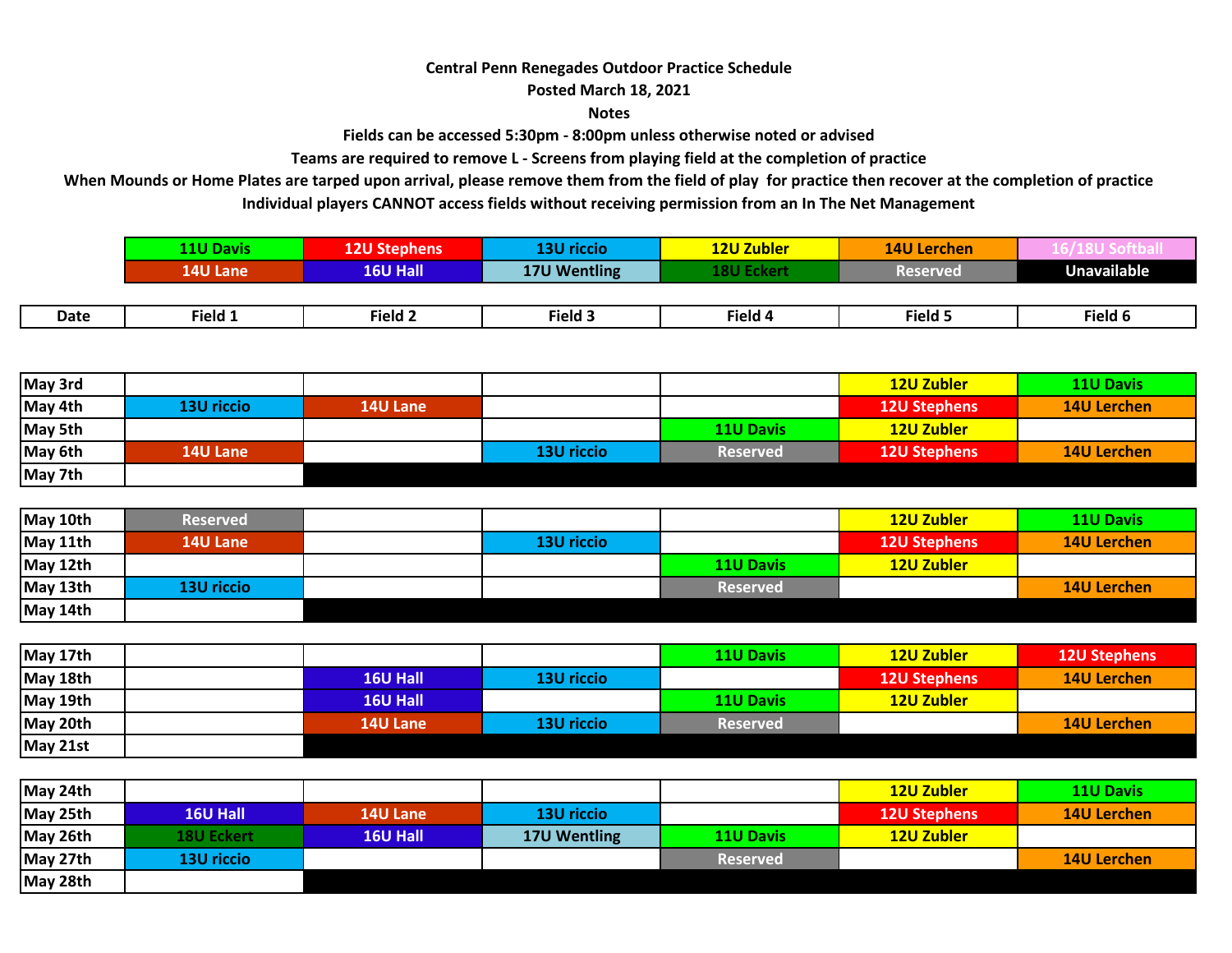**Central Penn Renegades Outdoor Practice Schedule**

**Posted March 18, 2021**

**Notes**

**Fields can be accessed 5:30pm - 8:00pm unless otherwise noted or advised**

**Teams are required to remove L - Screens from playing field at the completion of practice**

**When Mounds or Home Plates are tarped upon arrival, please remove them from the field of play for practice then recover at the completion of practice**

**Individual players CANNOT access fields without receiving permission from an In The Net Management**

| 11U Davis | 12U Stephens | 13U riccio | 12U Zubler | 14U Lerchen | 16/18U Softball |
|---|---|---|---|---|---|
| 14U Lane | 16U Hall | 17U Wentling | 18U Eckert | Reserved | Unavailable |

| Date | Field 1 | Field 2 | Field 3 | Field 4 | Field 5 | Field 6 |
|---|---|---|---|---|---|---|
| May 3rd | | | | | 12U Zubler | 11U Davis |
| May 4th | 13U riccio | 14U Lane | | | 12U Stephens | 14U Lerchen |
| May 5th | | | | 11U Davis | 12U Zubler | |
| May 6th | 14U Lane | | 13U riccio | Reserved | 12U Stephens | 14U Lerchen |
| May 7th | | Unavailable | Unavailable | Unavailable | Unavailable | Unavailable |
| May 10th | Reserved | | | | 12U Zubler | 11U Davis |
| May 11th | 14U Lane | | 13U riccio | | 12U Stephens | 14U Lerchen |
| May 12th | | | | 11U Davis | 12U Zubler | |
| May 13th | 13U riccio | | | Reserved | | 14U Lerchen |
| May 14th | | Unavailable | Unavailable | Unavailable | Unavailable | Unavailable |
| May 17th | | | | 11U Davis | 12U Zubler | 12U Stephens |
| May 18th | | 16U Hall | 13U riccio | | 12U Stephens | 14U Lerchen |
| May 19th | | 16U Hall | | 11U Davis | 12U Zubler | |
| May 20th | | 14U Lane | 13U riccio | Reserved | | 14U Lerchen |
| May 21st | | Unavailable | Unavailable | Unavailable | Unavailable | Unavailable |
| May 24th | | | | | 12U Zubler | 11U Davis |
| May 25th | 16U Hall | 14U Lane | 13U riccio | | 12U Stephens | 14U Lerchen |
| May 26th | 18U Eckert | 16U Hall | 17U Wentling | 11U Davis | 12U Zubler | |
| May 27th | 13U riccio | | | Reserved | | 14U Lerchen |
| May 28th | | Unavailable | Unavailable | Unavailable | Unavailable | Unavailable |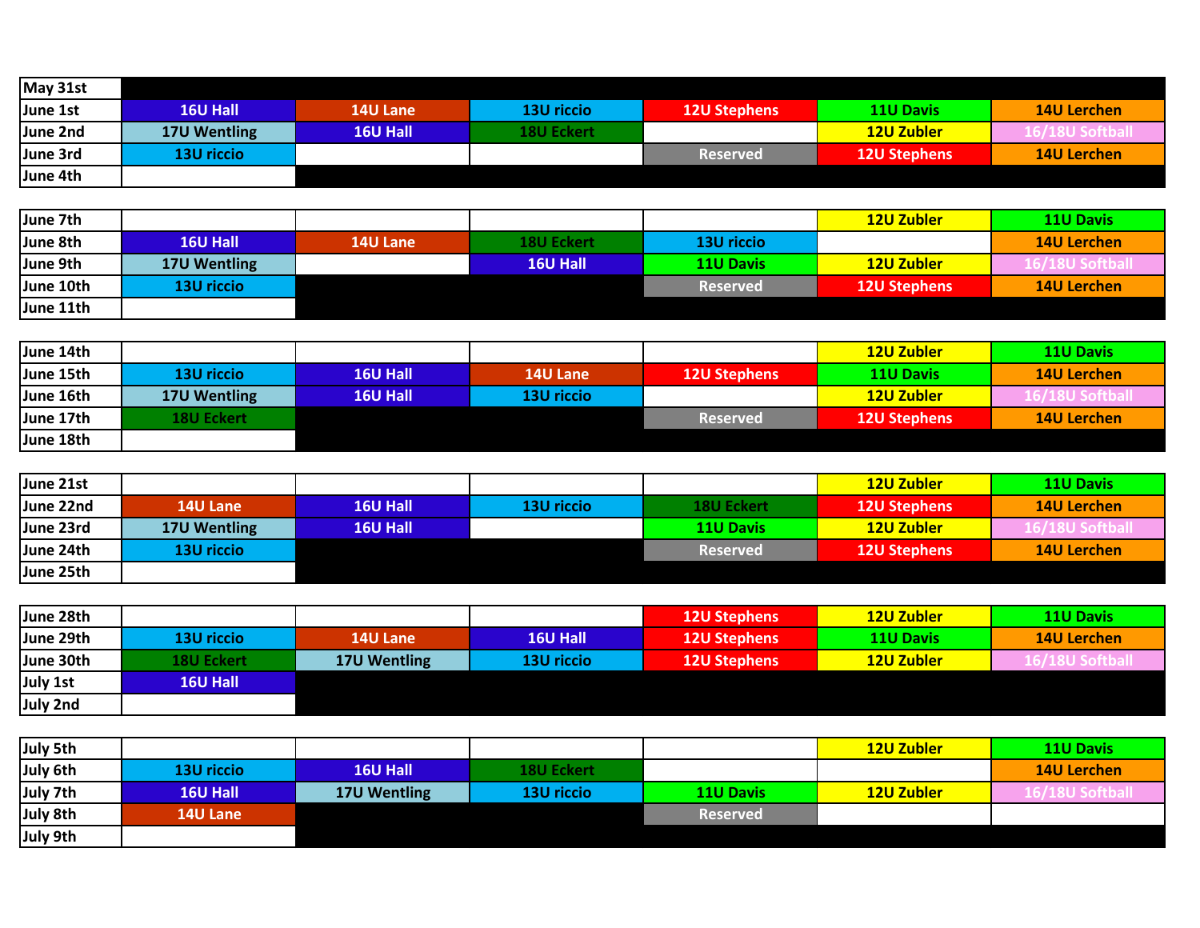| | | | | | | |
|---|---|---|---|---|---|---|
| May 31st | | | | | | |
| June 1st | 16U Hall | 14U Lane | 13U riccio | 12U Stephens | 11U Davis | 14U Lerchen |
| June 2nd | 17U Wentling | 16U Hall | 18U Eckert | | 12U Zubler | 16/18U Softball |
| June 3rd | 13U riccio | | | Reserved | 12U Stephens | 14U Lerchen |
| June 4th | | | | | | |

| | | | | | | |
|---|---|---|---|---|---|---|
| June 7th | | | | | 12U Zubler | 11U Davis |
| June 8th | 16U Hall | 14U Lane | 18U Eckert | 13U riccio | | 14U Lerchen |
| June 9th | 17U Wentling | | 16U Hall | 11U Davis | 12U Zubler | 16/18U Softball |
| June 10th | 13U riccio | | | Reserved | 12U Stephens | 14U Lerchen |
| June 11th | | | | | | |

| | | | | | | |
|---|---|---|---|---|---|---|
| June 14th | | | | | 12U Zubler | 11U Davis |
| June 15th | 13U riccio | 16U Hall | 14U Lane | 12U Stephens | 11U Davis | 14U Lerchen |
| June 16th | 17U Wentling | 16U Hall | 13U riccio | | 12U Zubler | 16/18U Softball |
| June 17th | 18U Eckert | | | Reserved | 12U Stephens | 14U Lerchen |
| June 18th | | | | | | |

| | | | | | | |
|---|---|---|---|---|---|---|
| June 21st | | | | | 12U Zubler | 11U Davis |
| June 22nd | 14U Lane | 16U Hall | 13U riccio | 18U Eckert | 12U Stephens | 14U Lerchen |
| June 23rd | 17U Wentling | 16U Hall | | 11U Davis | 12U Zubler | 16/18U Softball |
| June 24th | 13U riccio | | | Reserved | 12U Stephens | 14U Lerchen |
| June 25th | | | | | | |

| | | | | | | |
|---|---|---|---|---|---|---|
| June 28th | | | | 12U Stephens | 12U Zubler | 11U Davis |
| June 29th | 13U riccio | 14U Lane | 16U Hall | 12U Stephens | 11U Davis | 14U Lerchen |
| June 30th | 18U Eckert | 17U Wentling | 13U riccio | 12U Stephens | 12U Zubler | 16/18U Softball |
| July 1st | 16U Hall | | | | | |
| July 2nd | | | | | | |

| | | | | | | |
|---|---|---|---|---|---|---|
| July 5th | | | | | 12U Zubler | 11U Davis |
| July 6th | 13U riccio | 16U Hall | 18U Eckert | | | 14U Lerchen |
| July 7th | 16U Hall | 17U Wentling | 13U riccio | 11U Davis | 12U Zubler | 16/18U Softball |
| July 8th | 14U Lane | | | Reserved | | |
| July 9th | | | | | | |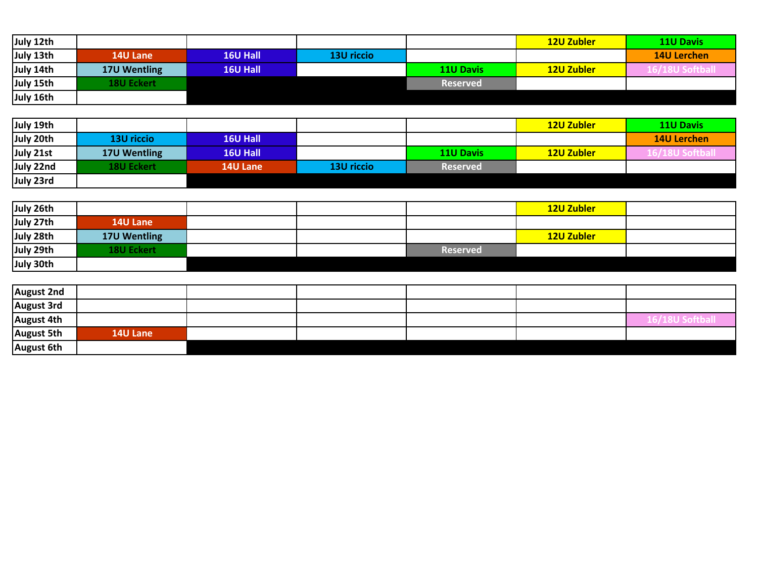| | | | | | | |
|---|---|---|---|---|---|---|
| July 12th | | | | | 12U Zubler | 11U Davis |
| July 13th | 14U Lane | 16U Hall | 13U riccio | | | 14U Lerchen |
| July 14th | 17U Wentling | 16U Hall | | 11U Davis | 12U Zubler | 16/18U Softball |
| July 15th | 18U Eckert | | | Reserved | | |
| July 16th | | | | | | |

| | | | | | | |
|---|---|---|---|---|---|---|
| July 19th | | | | | 12U Zubler | 11U Davis |
| July 20th | 13U riccio | 16U Hall | | | | 14U Lerchen |
| July 21st | 17U Wentling | 16U Hall | | 11U Davis | 12U Zubler | 16/18U Softball |
| July 22nd | 18U Eckert | 14U Lane | 13U riccio | Reserved | | |
| July 23rd | | | | | | |

| | | | | | | |
|---|---|---|---|---|---|---|
| July 26th | | | | | 12U Zubler | |
| July 27th | 14U Lane | | | | | |
| July 28th | 17U Wentling | | | | 12U Zubler | |
| July 29th | 18U Eckert | | | Reserved | | |
| July 30th | | | | | | |

| | | | | | | |
|---|---|---|---|---|---|---|
| August 2nd | | | | | | |
| August 3rd | | | | | | |
| August 4th | | | | | | 16/18U Softball |
| August 5th | 14U Lane | | | | | |
| August 6th | | | | | | |